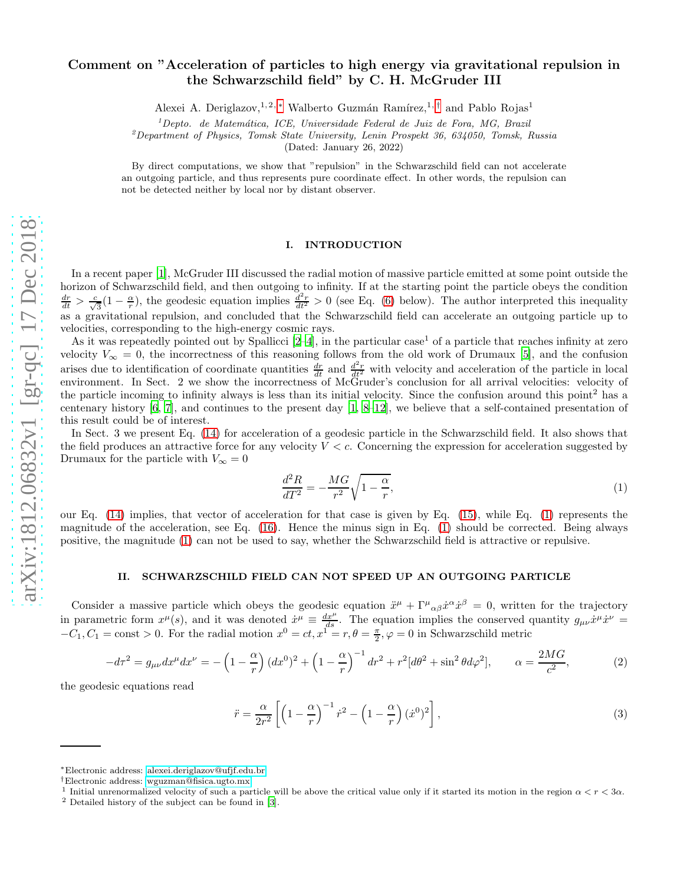# Comment on "Acceleration of particles to high energy via gravitational repulsion in the Schwarzschild field" by C. H. McGruder III

Alexei A. Deriglazov,[1,2,*] Walberto Guzmán Ramírez,[1,†] and Pablo Rojas[1]

[1] *Depto. de Matemática, ICE, Universidade Federal de Juiz de Fora, MG, Brazil*

[2] *Department of Physics, Tomsk State University, Lenin Prospekt 36, 634050, Tomsk, Russia*

(Dated: January 26, 2022)

By direct computations, we show that "repulsion" in the Schwarzschild field can not accelerate an outgoing particle, and thus represents pure coordinate effect. In other words, the repulsion can not be detected neither by local nor by distant observer.

## I. INTRODUCTION

In a recent paper [1], McGruder III discussed the radial motion of massive particle emitted at some point outside the horizon of Schwarzschild field, and then outgoing to infinity. If at the starting point the particle obeys the condition $\frac{dr}{dt} > \frac{c}{\sqrt{3}}(1 - \frac{\alpha}{r})$, the geodesic equation implies $\frac{d^2r}{dt^2} > 0$ (see Eq. (6) below). The author interpreted this inequality as a gravitational repulsion, and concluded that the Schwarzschild field can accelerate an outgoing particle up to velocities, corresponding to the high-energy cosmic rays.

As it was repeatedly pointed out by Spallicci [2–4], in the particular case[1] of a particle that reaches infinity at zero velocity $V_\infty = 0$, the incorrectness of this reasoning follows from the old work of Drumaux [5], and the confusion arises due to identification of coordinate quantities $\frac{dr}{dt}$ and $\frac{d^2r}{dt^2}$ with velocity and acceleration of the particle in local environment. In Sect. 2 we show the incorrectness of McGruder's conclusion for all arrival velocities: velocity of the particle incoming to infinity always is less than its initial velocity. Since the confusion around this point[2] has a centenary history [6, 7], and continues to the present day [1, 8–12], we believe that a self-contained presentation of this result could be of interest.

In Sect. 3 we present Eq. (14) for acceleration of a geodesic particle in the Schwarzschild field. It also shows that the field produces an attractive force for any velocity $V < c$. Concerning the expression for acceleration suggested by Drumaux for the particle with $V_\infty = 0$

$$\frac{d^2R}{dT^2} = -\frac{MG}{r^2}\sqrt{1 - \frac{\alpha}{r}}, \tag{1}$$

our Eq. (14) implies, that vector of acceleration for that case is given by Eq. (15), while Eq. (1) represents the magnitude of the acceleration, see Eq. (16). Hence the minus sign in Eq. (1) should be corrected. Being always positive, the magnitude (1) can not be used to say, whether the Schwarzschild field is attractive or repulsive.

## II. SCHWARZSCHILD FIELD CAN NOT SPEED UP AN OUTGOING PARTICLE

Consider a massive particle which obeys the geodesic equation $\ddot{x}^\mu + \Gamma^\mu{}_{\alpha\beta}\dot{x}^\alpha\dot{x}^\beta = 0$, written for the trajectory in parametric form $x^\mu(s)$, and it was denoted $\dot{x}^\mu \equiv \frac{dx^\mu}{ds}$. The equation implies the conserved quantity $g_{\mu\nu}\dot{x}^\mu\dot{x}^\nu = -C_1, C_1 = \text{const} > 0$. For the radial motion $x^0 = ct, x^1 = r, \theta = \frac{\pi}{2}, \varphi = 0$ in Schwarzschild metric

$$-d\tau^2 = g_{\mu\nu}dx^\mu dx^\nu = -\left(1 - \frac{\alpha}{r}\right)(dx^0)^2 + \left(1 - \frac{\alpha}{r}\right)^{-1}dr^2 + r^2[d\theta^2 + \sin^2\theta d\varphi^2], \qquad \alpha = \frac{2MG}{c^2}, \tag{2}$$

the geodesic equations read

$$\ddot{r} = \frac{\alpha}{2r^2}\left[\left(1 - \frac{\alpha}{r}\right)^{-1}\dot{r}^2 - \left(1 - \frac{\alpha}{r}\right)(\dot{x}^0)^2\right], \tag{3}$$

---

*Electronic address: alexei.deriglazov@ufjf.edu.br

†Electronic address: wguzman@fisica.ugto.mx

[1] Initial unrenormalized velocity of such a particle will be above the critical value only if it started its motion in the region $\alpha < r < 3\alpha$.

[2] Detailed history of the subject can be found in [3].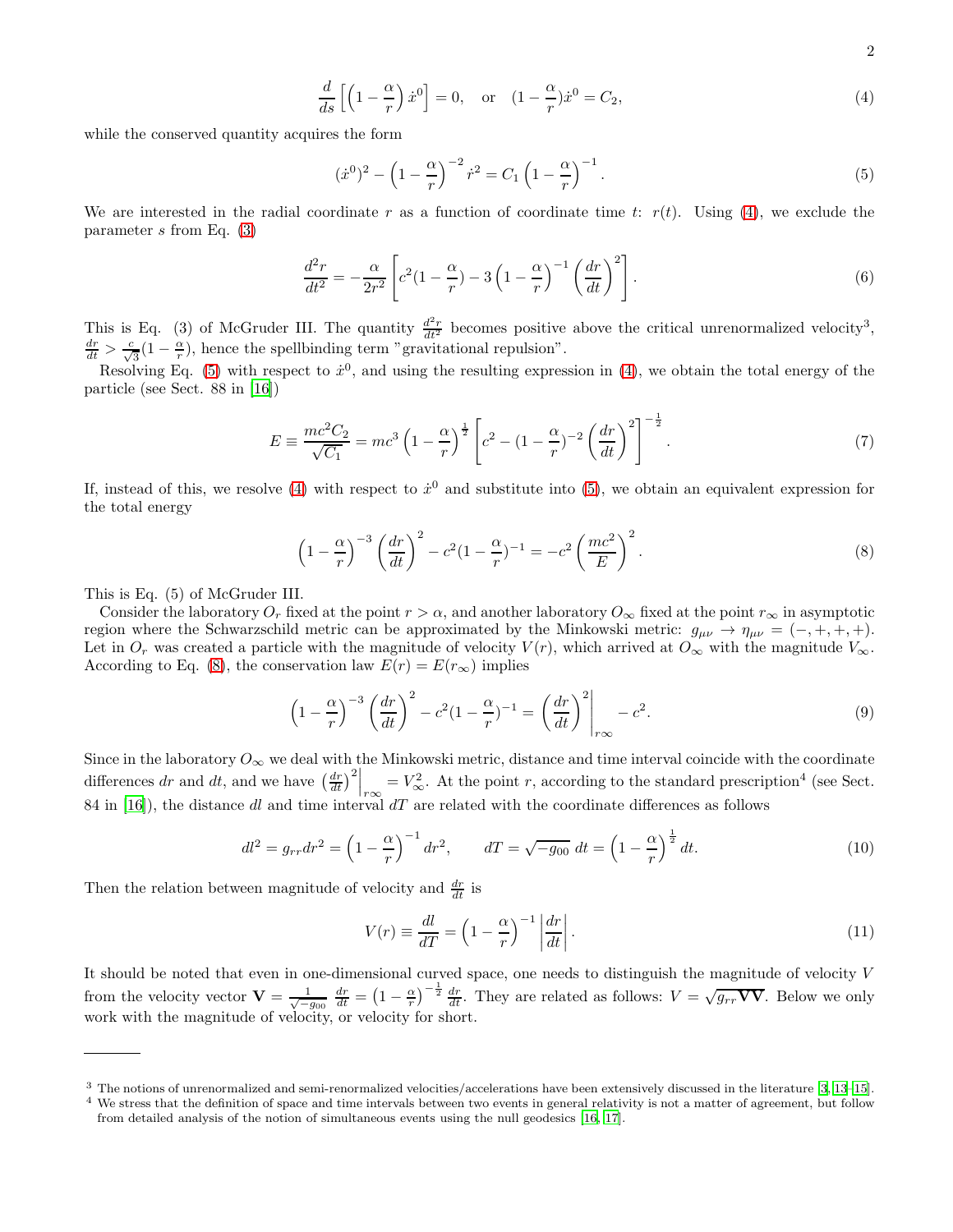$$\frac{d}{ds}\left[\left(1-\frac{\alpha}{r}\right)\dot{x}^0\right]=0, \quad \text{or} \quad (1-\frac{\alpha}{r})\dot{x}^0=C_2, \tag{4}$$

while the conserved quantity acquires the form

$$(\dot{x}^0)^2-\left(1-\frac{\alpha}{r}\right)^{-2}\dot{r}^2=C_1\left(1-\frac{\alpha}{r}\right)^{-1}. \tag{5}$$

We are interested in the radial coordinate $r$ as a function of coordinate time $t$: $r(t)$. Using (4), we exclude the parameter $s$ from Eq. (3)

$$\frac{d^2r}{dt^2}=-\frac{\alpha}{2r^2}\left[c^2(1-\frac{\alpha}{r})-3\left(1-\frac{\alpha}{r}\right)^{-1}\left(\frac{dr}{dt}\right)^2\right]. \tag{6}$$

This is Eq. (3) of McGruder III. The quantity $\frac{d^2r}{dt^2}$ becomes positive above the critical unrenormalized velocity[3], $\frac{dr}{dt}>\frac{c}{\sqrt{3}}(1-\frac{\alpha}{r})$, hence the spellbinding term "gravitational repulsion".

Resolving Eq. (5) with respect to $\dot{x}^0$, and using the resulting expression in (4), we obtain the total energy of the particle (see Sect. 88 in [16])

$$E\equiv\frac{mc^2C_2}{\sqrt{C_1}}=mc^3\left(1-\frac{\alpha}{r}\right)^{\frac{1}{2}}\left[c^2-(1-\frac{\alpha}{r})^{-2}\left(\frac{dr}{dt}\right)^2\right]^{-\frac{1}{2}}. \tag{7}$$

If, instead of this, we resolve (4) with respect to $\dot{x}^0$ and substitute into (5), we obtain an equivalent expression for the total energy

$$\left(1-\frac{\alpha}{r}\right)^{-3}\left(\frac{dr}{dt}\right)^2-c^2(1-\frac{\alpha}{r})^{-1}=-c^2\left(\frac{mc^2}{E}\right)^2. \tag{8}$$

This is Eq. (5) of McGruder III.

Consider the laboratory $O_r$ fixed at the point $r>\alpha$, and another laboratory $O_\infty$ fixed at the point $r_\infty$ in asymptotic region where the Schwarzschild metric can be approximated by the Minkowski metric: $g_{\mu\nu}\to\eta_{\mu\nu}=(-,+,+,+)$. Let in $O_r$ was created a particle with the magnitude of velocity $V(r)$, which arrived at $O_\infty$ with the magnitude $V_\infty$. According to Eq. (8), the conservation law $E(r)=E(r_\infty)$ implies

$$\left(1-\frac{\alpha}{r}\right)^{-3}\left(\frac{dr}{dt}\right)^2-c^2(1-\frac{\alpha}{r})^{-1}=\left.\left(\frac{dr}{dt}\right)^2\right|_{r\infty}-c^2. \tag{9}$$

Since in the laboratory $O_\infty$ we deal with the Minkowski metric, distance and time interval coincide with the coordinate differences $dr$ and $dt$, and we have $\left.\left(\frac{dr}{dt}\right)^2\right|_{r\infty}=V_\infty^2$. At the point $r$, according to the standard prescription[4] (see Sect. 84 in [16]), the distance $dl$ and time interval $dT$ are related with the coordinate differences as follows

$$dl^2=g_{rr}dr^2=\left(1-\frac{\alpha}{r}\right)^{-1}dr^2, \qquad dT=\sqrt{-g_{00}}\,dt=\left(1-\frac{\alpha}{r}\right)^{\frac{1}{2}}dt. \tag{10}$$

Then the relation between magnitude of velocity and $\frac{dr}{dt}$ is

$$V(r)\equiv\frac{dl}{dT}=\left(1-\frac{\alpha}{r}\right)^{-1}\left|\frac{dr}{dt}\right|. \tag{11}$$

It should be noted that even in one-dimensional curved space, one needs to distinguish the magnitude of velocity $V$ from the velocity vector $\mathbf{V}=\frac{1}{\sqrt{-g_{00}}}\frac{dr}{dt}=\left(1-\frac{\alpha}{r}\right)^{-\frac{1}{2}}\frac{dr}{dt}$. They are related as follows: $V=\sqrt{g_{rr}\mathbf{V}\mathbf{V}}$. Below we only work with the magnitude of velocity, or velocity for short.

---

[3] The notions of unrenormalized and semi-renormalized velocities/accelerations have been extensively discussed in the literature [3, 13–15].

[4] We stress that the definition of space and time intervals between two events in general relativity is not a matter of agreement, but follow from detailed analysis of the notion of simultaneous events using the null geodesics [16, 17].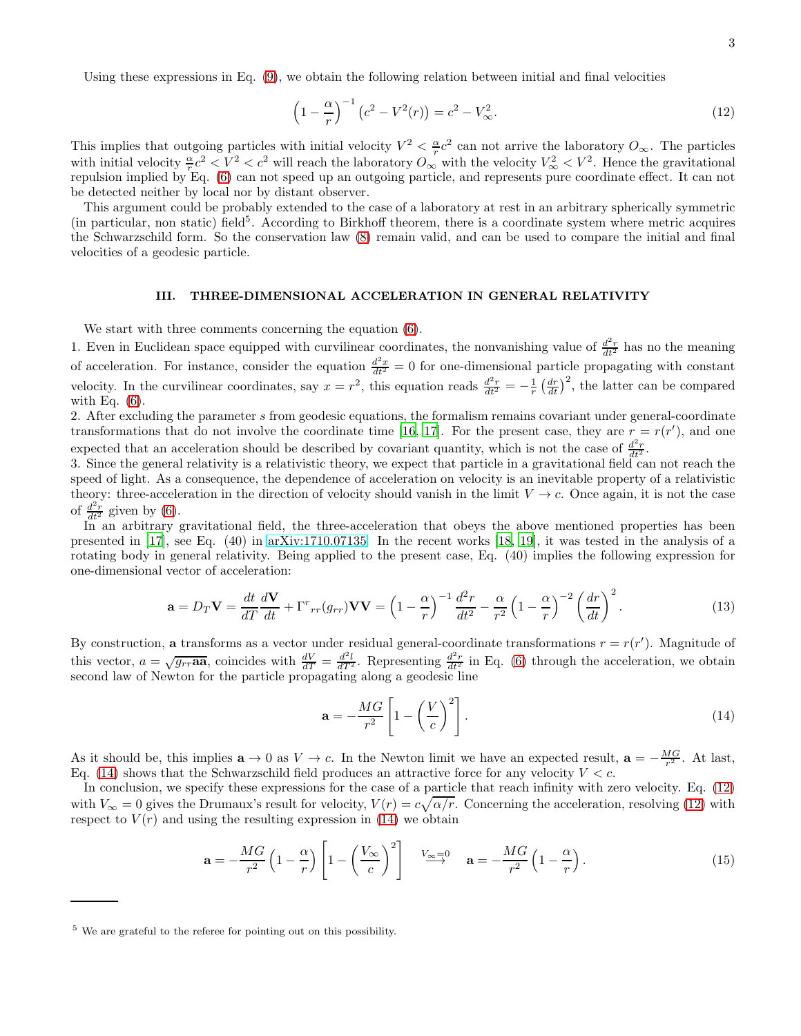Using these expressions in Eq. (9), we obtain the following relation between initial and final velocities

$$\left(1 - \frac{\alpha}{r}\right)^{-1} \left(c^2 - V^2(r)\right) = c^2 - V_\infty^2. \tag{12}$$

This implies that outgoing particles with initial velocity $V^2 < \frac{\alpha}{r}c^2$ can not arrive the laboratory $O_\infty$. The particles with initial velocity $\frac{\alpha}{r}c^2 < V^2 < c^2$ will reach the laboratory $O_\infty$ with the velocity $V_\infty^2 < V^2$. Hence the gravitational repulsion implied by Eq. (6) can not speed up an outgoing particle, and represents pure coordinate effect. It can not be detected neither by local nor by distant observer.

This argument could be probably extended to the case of a laboratory at rest in an arbitrary spherically symmetric (in particular, non static) field[5]. According to Birkhoff theorem, there is a coordinate system where metric acquires the Schwarzschild form. So the conservation law (8) remain valid, and can be used to compare the initial and final velocities of a geodesic particle.

### III. THREE-DIMENSIONAL ACCELERATION IN GENERAL RELATIVITY

We start with three comments concerning the equation (6).

1. Even in Euclidean space equipped with curvilinear coordinates, the nonvanishing value of $\frac{d^2r}{dt^2}$ has no the meaning of acceleration. For instance, consider the equation $\frac{d^2x}{dt^2} = 0$ for one-dimensional particle propagating with constant velocity. In the curvilinear coordinates, say $x = r^2$, this equation reads $\frac{d^2r}{dt^2} = -\frac{1}{r}\left(\frac{dr}{dt}\right)^2$, the latter can be compared with Eq. (6).
2. After excluding the parameter $s$ from geodesic equations, the formalism remains covariant under general-coordinate transformations that do not involve the coordinate time [16, 17]. For the present case, they are $r = r(r')$, and one expected that an acceleration should be described by covariant quantity, which is not the case of $\frac{d^2r}{dt^2}$.
3. Since the general relativity is a relativistic theory, we expect that particle in a gravitational field can not reach the speed of light. As a consequence, the dependence of acceleration on velocity is an inevitable property of a relativistic theory: three-acceleration in the direction of velocity should vanish in the limit $V \to c$. Once again, it is not the case of $\frac{d^2r}{dt^2}$ given by (6).

In an arbitrary gravitational field, the three-acceleration that obeys the above mentioned properties has been presented in [17], see Eq. (40) in arXiv:1710.07135. In the recent works [18, 19], it was tested in the analysis of a rotating body in general relativity. Being applied to the present case, Eq. (40) implies the following expression for one-dimensional vector of acceleration:

$$\mathbf{a} = D_T\mathbf{V} = \frac{dt}{dT}\frac{d\mathbf{V}}{dt} + \Gamma^r{}_{rr}(g_{rr})\mathbf{V}\mathbf{V} = \left(1 - \frac{\alpha}{r}\right)^{-1}\frac{d^2r}{dt^2} - \frac{\alpha}{r^2}\left(1 - \frac{\alpha}{r}\right)^{-2}\left(\frac{dr}{dt}\right)^2. \tag{13}$$

By construction, $\mathbf{a}$ transforms as a vector under residual general-coordinate transformations $r = r(r')$. Magnitude of this vector, $a = \sqrt{g_{rr}\mathbf{a}\mathbf{a}}$, coincides with $\frac{dV}{dT} = \frac{d^2l}{dT^2}$. Representing $\frac{d^2r}{dt^2}$ in Eq. (6) through the acceleration, we obtain second law of Newton for the particle propagating along a geodesic line

$$\mathbf{a} = -\frac{MG}{r^2}\left[1 - \left(\frac{V}{c}\right)^2\right]. \tag{14}$$

As it should be, this implies $\mathbf{a} \to 0$ as $V \to c$. In the Newton limit we have an expected result, $\mathbf{a} = -\frac{MG}{r^2}$. At last, Eq. (14) shows that the Schwarzschild field produces an attractive force for any velocity $V < c$.

In conclusion, we specify these expressions for the case of a particle that reach infinity with zero velocity. Eq. (12) with $V_\infty = 0$ gives the Drumaux's result for velocity, $V(r) = c\sqrt{\alpha/r}$. Concerning the acceleration, resolving (12) with respect to $V(r)$ and using the resulting expression in (14) we obtain

$$\mathbf{a} = -\frac{MG}{r^2}\left(1 - \frac{\alpha}{r}\right)\left[1 - \left(\frac{V_\infty}{c}\right)^2\right] \quad \overset{V_\infty = 0}{\longrightarrow} \quad \mathbf{a} = -\frac{MG}{r^2}\left(1 - \frac{\alpha}{r}\right). \tag{15}$$

---

[5] We are grateful to the referee for pointing out on this possibility.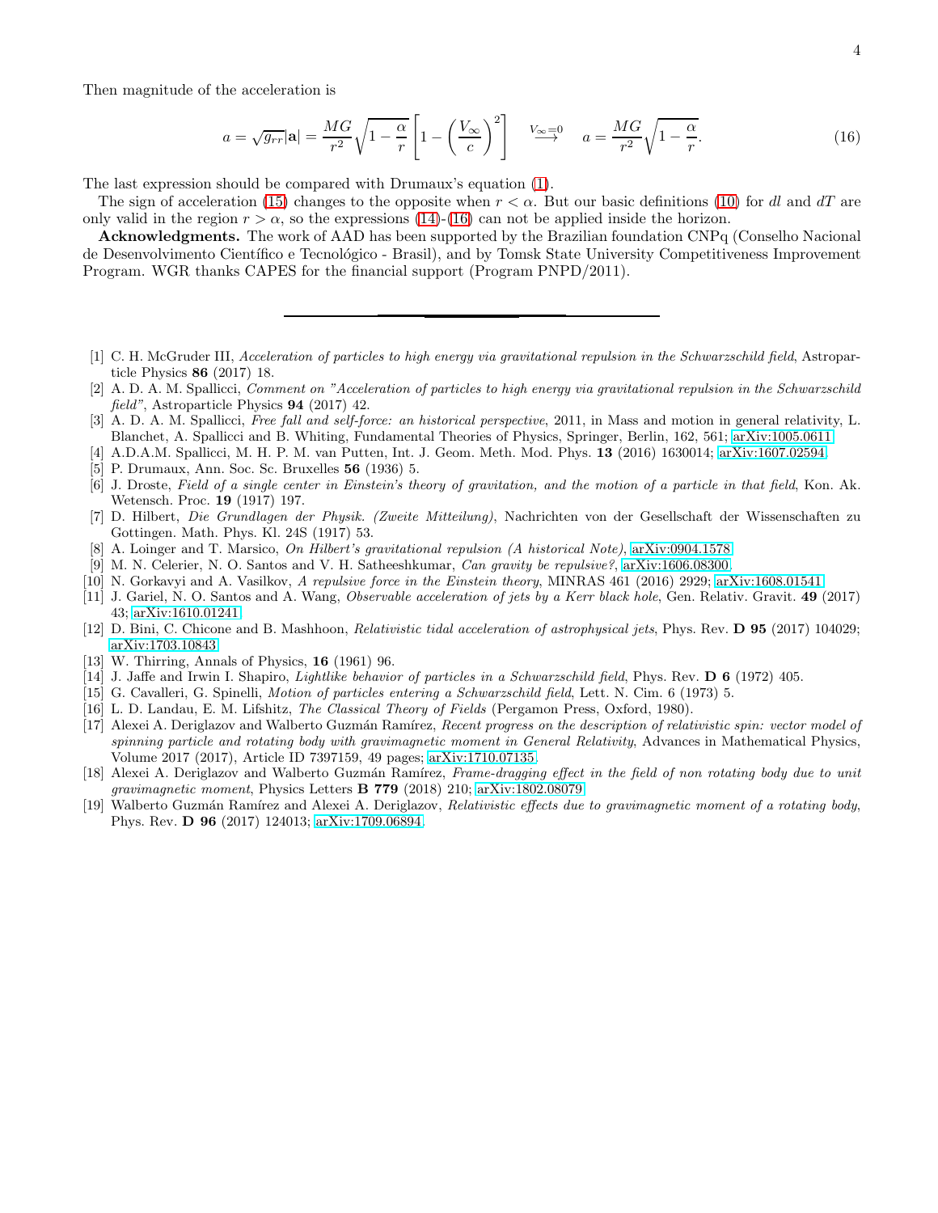Then magnitude of the acceleration is

$$a = \sqrt{g_{rr}}|\mathbf{a}| = \frac{MG}{r^2}\sqrt{1-\frac{\alpha}{r}}\left[1-\left(\frac{V_\infty}{c}\right)^2\right] \quad \stackrel{V_\infty=0}{\longrightarrow} \quad a = \frac{MG}{r^2}\sqrt{1-\frac{\alpha}{r}}. \tag{16}$$

The last expression should be compared with Drumaux's equation (1).

The sign of acceleration (15) changes to the opposite when $r < \alpha$. But our basic definitions (10) for $dl$ and $dT$ are only valid in the region $r > \alpha$, so the expressions (14)-(16) can not be applied inside the horizon.

**Acknowledgments.** The work of AAD has been supported by the Brazilian foundation CNPq (Conselho Nacional de Desenvolvimento Científico e Tecnológico - Brasil), and by Tomsk State University Competitiveness Improvement Program. WGR thanks CAPES for the financial support (Program PNPD/2011).

---

- [1] C. H. McGruder III, *Acceleration of particles to high energy via gravitational repulsion in the Schwarzschild field*, Astroparticle Physics **86** (2017) 18.
- [2] A. D. A. M. Spallicci, *Comment on "Acceleration of particles to high energy via gravitational repulsion in the Schwarzschild field"*, Astroparticle Physics **94** (2017) 42.
- [3] A. D. A. M. Spallicci, *Free fall and self-force: an historical perspective*, 2011, in Mass and motion in general relativity, L. Blanchet, A. Spallicci and B. Whiting, Fundamental Theories of Physics, Springer, Berlin, 162, 561; arXiv:1005.0611.
- [4] A.D.A.M. Spallicci, M. H. P. M. van Putten, Int. J. Geom. Meth. Mod. Phys. **13** (2016) 1630014; arXiv:1607.02594.
- [5] P. Drumaux, Ann. Soc. Sc. Bruxelles **56** (1936) 5.
- [6] J. Droste, *Field of a single center in Einstein's theory of gravitation, and the motion of a particle in that field*, Kon. Ak. Wetensch. Proc. **19** (1917) 197.
- [7] D. Hilbert, *Die Grundlagen der Physik. (Zweite Mitteilung)*, Nachrichten von der Gesellschaft der Wissenschaften zu Gottingen. Math. Phys. Kl. 24S (1917) 53.
- [8] A. Loinger and T. Marsico, *On Hilbert's gravitational repulsion (A historical Note)*, arXiv:0904.1578.
- [9] M. N. Celerier, N. O. Santos and V. H. Satheeshkumar, *Can gravity be repulsive?*, arXiv:1606.08300.
- [10] N. Gorkavyi and A. Vasilkov, *A repulsive force in the Einstein theory*, MINRAS 461 (2016) 2929; arXiv:1608.01541.
- [11] J. Gariel, N. O. Santos and A. Wang, *Observable acceleration of jets by a Kerr black hole*, Gen. Relativ. Gravit. **49** (2017) 43; arXiv:1610.01241.
- [12] D. Bini, C. Chicone and B. Mashhoon, *Relativistic tidal acceleration of astrophysical jets*, Phys. Rev. **D 95** (2017) 104029; arXiv:1703.10843.
- [13] W. Thirring, Annals of Physics, **16** (1961) 96.
- [14] J. Jaffe and Irwin I. Shapiro, *Lightlike behavior of particles in a Schwarzschild field*, Phys. Rev. **D 6** (1972) 405.
- [15] G. Cavalleri, G. Spinelli, *Motion of particles entering a Schwarzschild field*, Lett. N. Cim. 6 (1973) 5.
- [16] L. D. Landau, E. M. Lifshitz, *The Classical Theory of Fields* (Pergamon Press, Oxford, 1980).
- [17] Alexei A. Deriglazov and Walberto Guzmán Ramírez, *Recent progress on the description of relativistic spin: vector model of spinning particle and rotating body with gravimagnetic moment in General Relativity*, Advances in Mathematical Physics, Volume 2017 (2017), Article ID 7397159, 49 pages; arXiv:1710.07135.
- [18] Alexei A. Deriglazov and Walberto Guzmán Ramírez, *Frame-dragging effect in the field of non rotating body due to unit gravimagnetic moment*, Physics Letters **B 779** (2018) 210; arXiv:1802.08079.
- [19] Walberto Guzmán Ramírez and Alexei A. Deriglazov, *Relativistic effects due to gravimagnetic moment of a rotating body*, Phys. Rev. **D 96** (2017) 124013; arXiv:1709.06894.